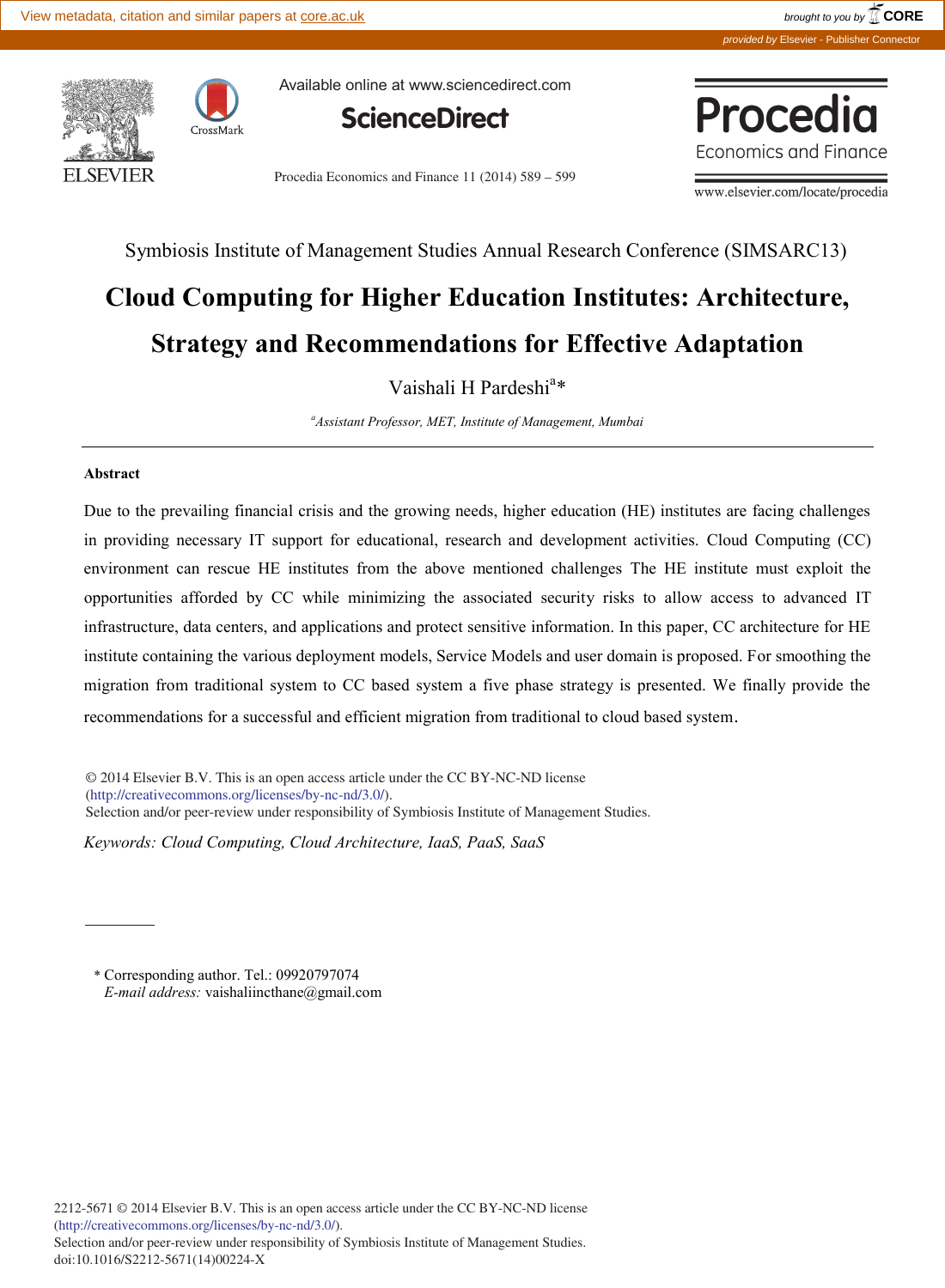Symbiosis Institute of Management Studies Annual Research Conference (SIMSARC13)

# Cloud Computing for Higher Education Institutes: Architecture, Strategy and Recommendations for Effective Adaptation

Vaishali H Pardeshi[a]*

[a]*Assistant Professor, MET, Institute of Management, Mumbai*

---

**Abstract**

Due to the prevailing financial crisis and the growing needs, higher education (HE) institutes are facing challenges in providing necessary IT support for educational, research and development activities. Cloud Computing (CC) environment can rescue HE institutes from the above mentioned challenges The HE institute must exploit the opportunities afforded by CC while minimizing the associated security risks to allow access to advanced IT infrastructure, data centers, and applications and protect sensitive information. In this paper, CC architecture for HE institute containing the various deployment models, Service Models and user domain is proposed. For smoothing the migration from traditional system to CC based system a five phase strategy is presented. We finally provide the recommendations for a successful and efficient migration from traditional to cloud based system.

© 2014 Elsevier B.V. This is an open access article under the CC BY-NC-ND license (http://creativecommons.org/licenses/by-nc-nd/3.0/).
Selection and/or peer-review under responsibility of Symbiosis Institute of Management Studies.

*Keywords: Cloud Computing, Cloud Architecture, IaaS, PaaS, SaaS*

---

\* Corresponding author. Tel.: 09920797074
*E-mail address:* vaishaliincthane@gmail.com

2212-5671 © 2014 Elsevier B.V. This is an open access article under the CC BY-NC-ND license (http://creativecommons.org/licenses/by-nc-nd/3.0/).
Selection and/or peer-review under responsibility of Symbiosis Institute of Management Studies.
doi:10.1016/S2212-5671(14)00224-X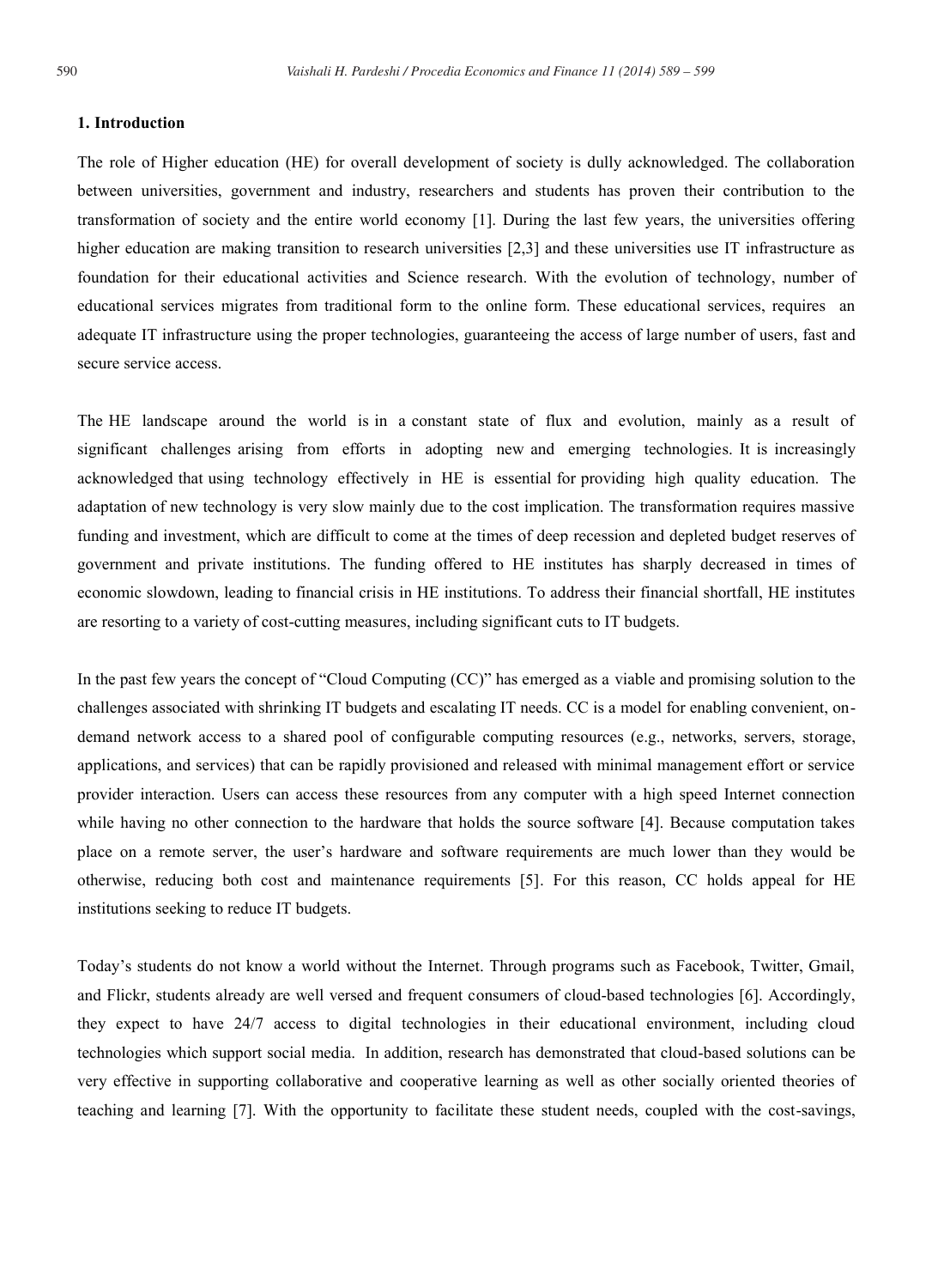## 1. Introduction

The role of Higher education (HE) for overall development of society is dully acknowledged. The collaboration between universities, government and industry, researchers and students has proven their contribution to the transformation of society and the entire world economy [1]. During the last few years, the universities offering higher education are making transition to research universities [2,3] and these universities use IT infrastructure as foundation for their educational activities and Science research. With the evolution of technology, number of educational services migrates from traditional form to the online form. These educational services, requires an adequate IT infrastructure using the proper technologies, guaranteeing the access of large number of users, fast and secure service access.

The HE landscape around the world is in a constant state of flux and evolution, mainly as a result of significant challenges arising from efforts in adopting new and emerging technologies. It is increasingly acknowledged that using technology effectively in HE is essential for providing high quality education. The adaptation of new technology is very slow mainly due to the cost implication. The transformation requires massive funding and investment, which are difficult to come at the times of deep recession and depleted budget reserves of government and private institutions. The funding offered to HE institutes has sharply decreased in times of economic slowdown, leading to financial crisis in HE institutions. To address their financial shortfall, HE institutes are resorting to a variety of cost-cutting measures, including significant cuts to IT budgets.

In the past few years the concept of "Cloud Computing (CC)" has emerged as a viable and promising solution to the challenges associated with shrinking IT budgets and escalating IT needs. CC is a model for enabling convenient, on-demand network access to a shared pool of configurable computing resources (e.g., networks, servers, storage, applications, and services) that can be rapidly provisioned and released with minimal management effort or service provider interaction. Users can access these resources from any computer with a high speed Internet connection while having no other connection to the hardware that holds the source software [4]. Because computation takes place on a remote server, the user's hardware and software requirements are much lower than they would be otherwise, reducing both cost and maintenance requirements [5]. For this reason, CC holds appeal for HE institutions seeking to reduce IT budgets.

Today's students do not know a world without the Internet. Through programs such as Facebook, Twitter, Gmail, and Flickr, students already are well versed and frequent consumers of cloud-based technologies [6]. Accordingly, they expect to have 24/7 access to digital technologies in their educational environment, including cloud technologies which support social media. In addition, research has demonstrated that cloud-based solutions can be very effective in supporting collaborative and cooperative learning as well as other socially oriented theories of teaching and learning [7]. With the opportunity to facilitate these student needs, coupled with the cost-savings,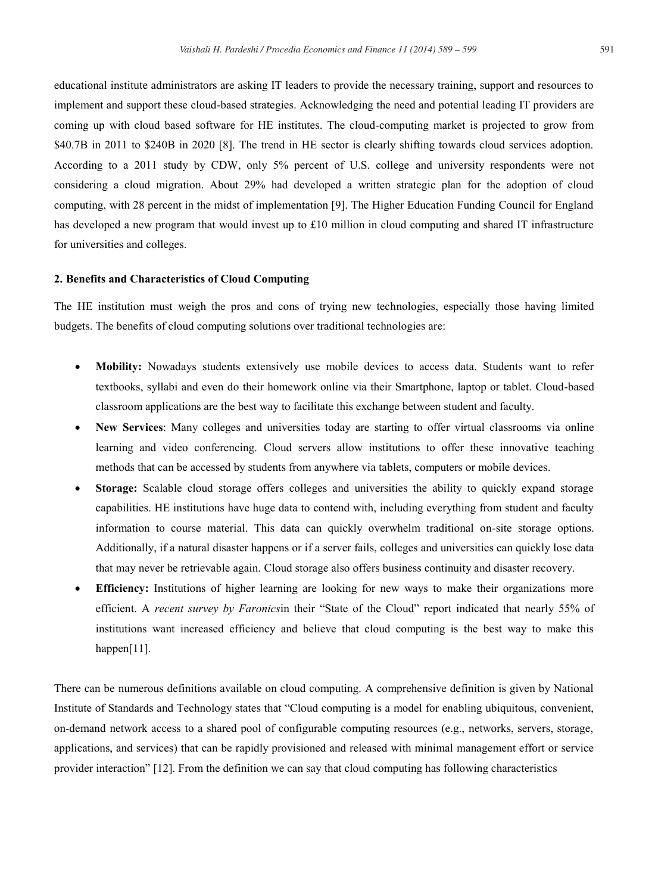educational institute administrators are asking IT leaders to provide the necessary training, support and resources to implement and support these cloud-based strategies. Acknowledging the need and potential leading IT providers are coming up with cloud based software for HE institutes. The cloud-computing market is projected to grow from $40.7B in 2011 to $240B in 2020 [8]. The trend in HE sector is clearly shifting towards cloud services adoption. According to a 2011 study by CDW, only 5% percent of U.S. college and university respondents were not considering a cloud migration. About 29% had developed a written strategic plan for the adoption of cloud computing, with 28 percent in the midst of implementation [9]. The Higher Education Funding Council for England has developed a new program that would invest up to £10 million in cloud computing and shared IT infrastructure for universities and colleges.

## 2. Benefits and Characteristics of Cloud Computing

The HE institution must weigh the pros and cons of trying new technologies, especially those having limited budgets. The benefits of cloud computing solutions over traditional technologies are:

- **Mobility:** Nowadays students extensively use mobile devices to access data. Students want to refer textbooks, syllabi and even do their homework online via their Smartphone, laptop or tablet. Cloud-based classroom applications are the best way to facilitate this exchange between student and faculty.
- **New Services**: Many colleges and universities today are starting to offer virtual classrooms via online learning and video conferencing. Cloud servers allow institutions to offer these innovative teaching methods that can be accessed by students from anywhere via tablets, computers or mobile devices.
- **Storage:** Scalable cloud storage offers colleges and universities the ability to quickly expand storage capabilities. HE institutions have huge data to contend with, including everything from student and faculty information to course material. This data can quickly overwhelm traditional on-site storage options. Additionally, if a natural disaster happens or if a server fails, colleges and universities can quickly lose data that may never be retrievable again. Cloud storage also offers business continuity and disaster recovery.
- **Efficiency:** Institutions of higher learning are looking for new ways to make their organizations more efficient. A *recent survey by Faronics*in their "State of the Cloud" report indicated that nearly 55% of institutions want increased efficiency and believe that cloud computing is the best way to make this happen[11].

There can be numerous definitions available on cloud computing. A comprehensive definition is given by National Institute of Standards and Technology states that "Cloud computing is a model for enabling ubiquitous, convenient, on-demand network access to a shared pool of configurable computing resources (e.g., networks, servers, storage, applications, and services) that can be rapidly provisioned and released with minimal management effort or service provider interaction" [12]. From the definition we can say that cloud computing has following characteristics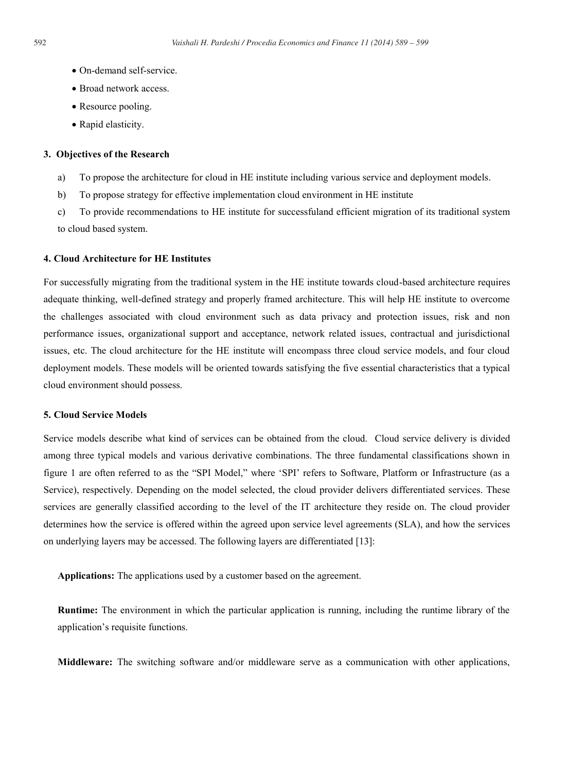- On-demand self-service.
- Broad network access.
- Resource pooling.
- Rapid elasticity.

### 3. Objectives of the Research

a) To propose the architecture for cloud in HE institute including various service and deployment models.

b) To propose strategy for effective implementation cloud environment in HE institute

c) To provide recommendations to HE institute for successfuland efficient migration of its traditional system to cloud based system.

### 4. Cloud Architecture for HE Institutes

For successfully migrating from the traditional system in the HE institute towards cloud-based architecture requires adequate thinking, well-defined strategy and properly framed architecture. This will help HE institute to overcome the challenges associated with cloud environment such as data privacy and protection issues, risk and non performance issues, organizational support and acceptance, network related issues, contractual and jurisdictional issues, etc. The cloud architecture for the HE institute will encompass three cloud service models, and four cloud deployment models. These models will be oriented towards satisfying the five essential characteristics that a typical cloud environment should possess.

### 5. Cloud Service Models

Service models describe what kind of services can be obtained from the cloud. Cloud service delivery is divided among three typical models and various derivative combinations. The three fundamental classifications shown in figure 1 are often referred to as the "SPI Model," where 'SPI' refers to Software, Platform or Infrastructure (as a Service), respectively. Depending on the model selected, the cloud provider delivers differentiated services. These services are generally classified according to the level of the IT architecture they reside on. The cloud provider determines how the service is offered within the agreed upon service level agreements (SLA), and how the services on underlying layers may be accessed. The following layers are differentiated [13]:

**Applications:** The applications used by a customer based on the agreement.

**Runtime:** The environment in which the particular application is running, including the runtime library of the application's requisite functions.

**Middleware:** The switching software and/or middleware serve as a communication with other applications,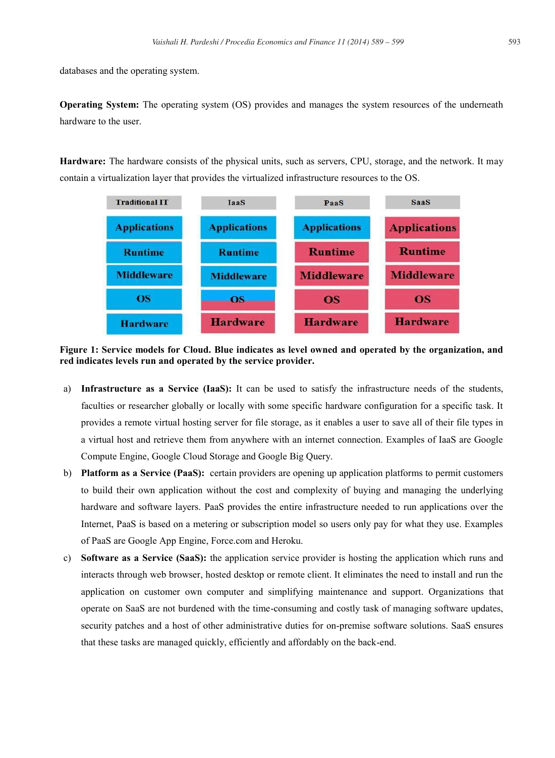databases and the operating system.

**Operating System:** The operating system (OS) provides and manages the system resources of the underneath hardware to the user.

**Hardware:** The hardware consists of the physical units, such as servers, CPU, storage, and the network. It may contain a virtualization layer that provides the virtualized infrastructure resources to the OS.

Traditional IT
Applications
Runtime
Middleware
OS
Hardware

IaaS
Applications
Runtime
Middleware
OS
Hardware

PaaS
Applications
Runtime
Middleware
OS
Hardware

SaaS
Applications
Runtime
Middleware
OS
Hardware

**Figure 1: Service models for Cloud. Blue indicates as level owned and operated by the organization, and red indicates levels run and operated by the service provider.**

a) **Infrastructure as a Service (IaaS):** It can be used to satisfy the infrastructure needs of the students, faculties or researcher globally or locally with some specific hardware configuration for a specific task. It provides a remote virtual hosting server for file storage, as it enables a user to save all of their file types in a virtual host and retrieve them from anywhere with an internet connection. Examples of IaaS are Google Compute Engine, Google Cloud Storage and Google Big Query.

b) **Platform as a Service (PaaS):** certain providers are opening up application platforms to permit customers to build their own application without the cost and complexity of buying and managing the underlying hardware and software layers. PaaS provides the entire infrastructure needed to run applications over the Internet, PaaS is based on a metering or subscription model so users only pay for what they use. Examples of PaaS are Google App Engine, Force.com and Heroku.

c) **Software as a Service (SaaS):** the application service provider is hosting the application which runs and interacts through web browser, hosted desktop or remote client. It eliminates the need to install and run the application on customer own computer and simplifying maintenance and support. Organizations that operate on SaaS are not burdened with the time-consuming and costly task of managing software updates, security patches and a host of other administrative duties for on-premise software solutions. SaaS ensures that these tasks are managed quickly, efficiently and affordably on the back-end.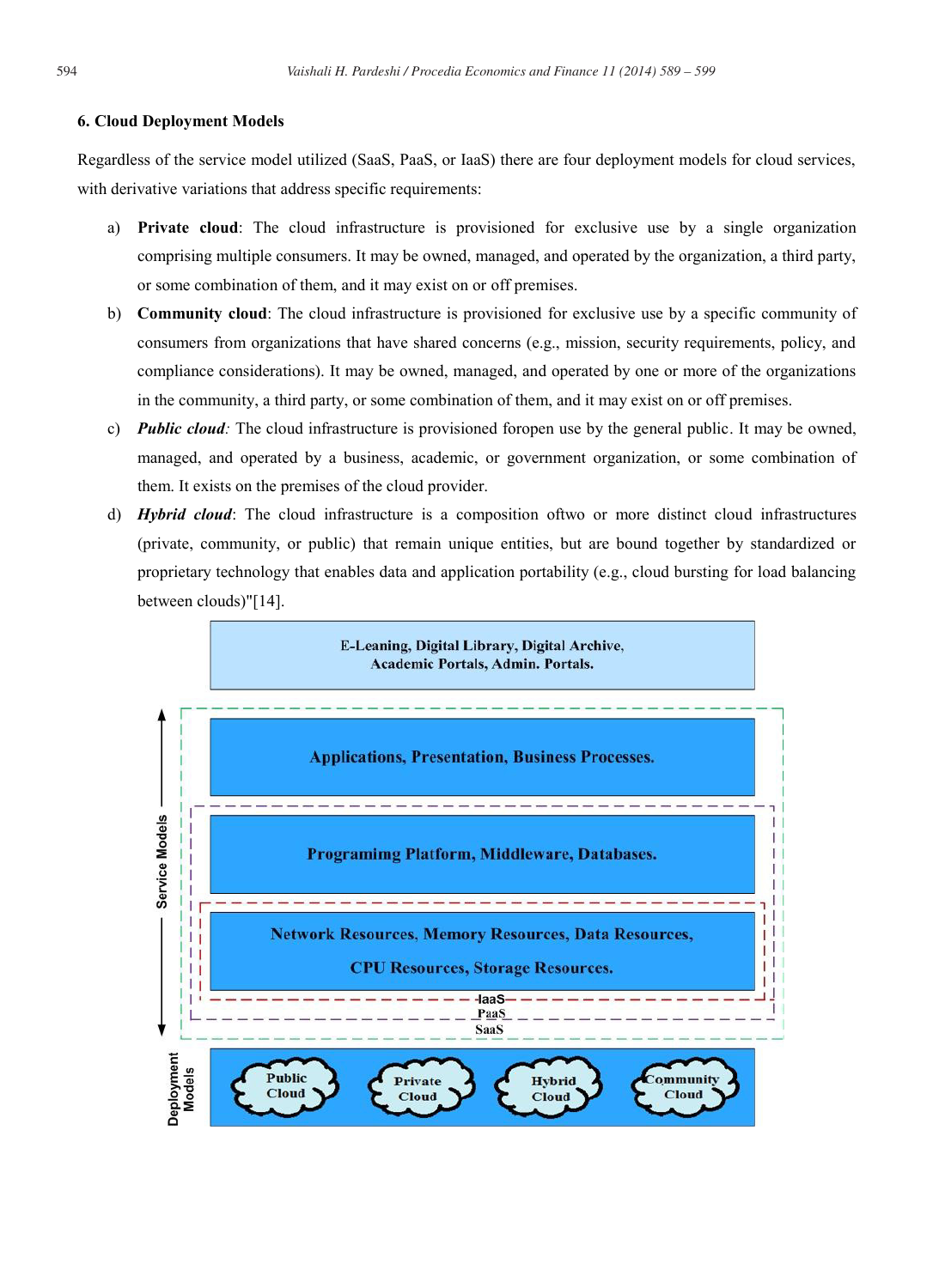### 6. Cloud Deployment Models

Regardless of the service model utilized (SaaS, PaaS, or IaaS) there are four deployment models for cloud services, with derivative variations that address specific requirements:

a) **Private cloud**: The cloud infrastructure is provisioned for exclusive use by a single organization comprising multiple consumers. It may be owned, managed, and operated by the organization, a third party, or some combination of them, and it may exist on or off premises.

b) **Community cloud**: The cloud infrastructure is provisioned for exclusive use by a specific community of consumers from organizations that have shared concerns (e.g., mission, security requirements, policy, and compliance considerations). It may be owned, managed, and operated by one or more of the organizations in the community, a third party, or some combination of them, and it may exist on or off premises.

c) ***Public cloud****:* The cloud infrastructure is provisioned foropen use by the general public. It may be owned, managed, and operated by a business, academic, or government organization, or some combination of them. It exists on the premises of the cloud provider.

d) ***Hybrid cloud***: The cloud infrastructure is a composition oftwo or more distinct cloud infrastructures (private, community, or public) that remain unique entities, but are bound together by standardized or proprietary technology that enables data and application portability (e.g., cloud bursting for load balancing between clouds)"[14].

E-Leaning, Digital Library, Digital Archive, Academic Portals, Admin. Portals.

Service Models

Applications, Presentation, Business Processes.

Programimg Platform, Middleware, Databases.

Network Resources, Memory Resources, Data Resources, CPU Resources, Storage Resources.

IaaS

PaaS

SaaS

Deployment Models

Public Cloud

Private Cloud

Hybrid Cloud

Community Cloud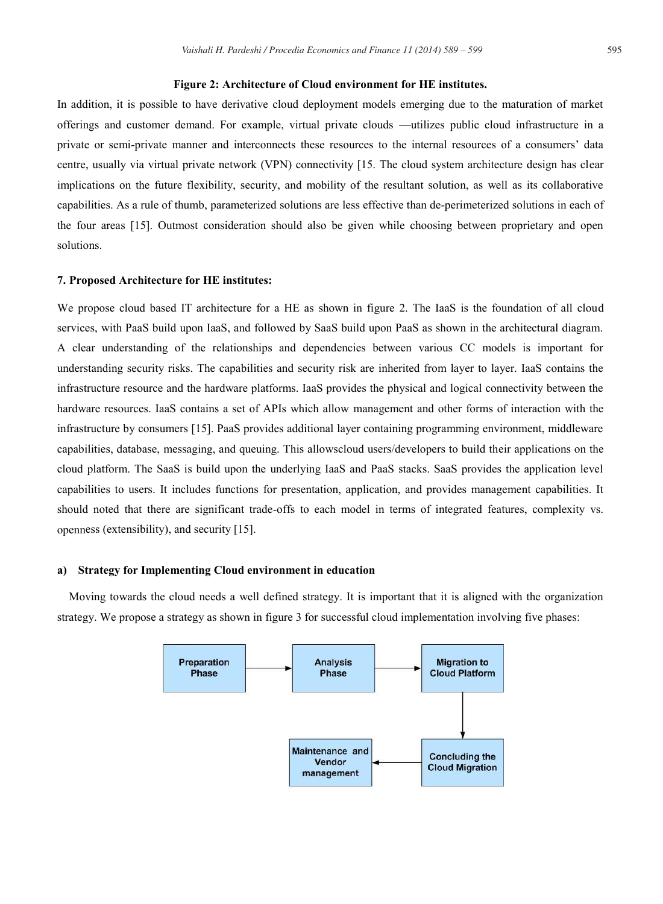**Figure 2: Architecture of Cloud environment for HE institutes.**

In addition, it is possible to have derivative cloud deployment models emerging due to the maturation of market offerings and customer demand. For example, virtual private clouds —utilizes public cloud infrastructure in a private or semi-private manner and interconnects these resources to the internal resources of a consumers' data centre, usually via virtual private network (VPN) connectivity [15. The cloud system architecture design has clear implications on the future flexibility, security, and mobility of the resultant solution, as well as its collaborative capabilities. As a rule of thumb, parameterized solutions are less effective than de-perimeterized solutions in each of the four areas [15]. Outmost consideration should also be given while choosing between proprietary and open solutions.

## 7. Proposed Architecture for HE institutes:

We propose cloud based IT architecture for a HE as shown in figure 2. The IaaS is the foundation of all cloud services, with PaaS build upon IaaS, and followed by SaaS build upon PaaS as shown in the architectural diagram. A clear understanding of the relationships and dependencies between various CC models is important for understanding security risks. The capabilities and security risk are inherited from layer to layer. IaaS contains the infrastructure resource and the hardware platforms. IaaS provides the physical and logical connectivity between the hardware resources. IaaS contains a set of APIs which allow management and other forms of interaction with the infrastructure by consumers [15]. PaaS provides additional layer containing programming environment, middleware capabilities, database, messaging, and queuing. This allowscloud users/developers to build their applications on the cloud platform. The SaaS is build upon the underlying IaaS and PaaS stacks. SaaS provides the application level capabilities to users. It includes functions for presentation, application, and provides management capabilities. It should noted that there are significant trade-offs to each model in terms of integrated features, complexity vs. openness (extensibility), and security [15].

### a) Strategy for Implementing Cloud environment in education

Moving towards the cloud needs a well defined strategy. It is important that it is aligned with the organization strategy. We propose a strategy as shown in figure 3 for successful cloud implementation involving five phases:

Preparation Phase

Analysis Phase

Migration to Cloud Platform

Concluding the Cloud Migration

Maintenance and Vendor management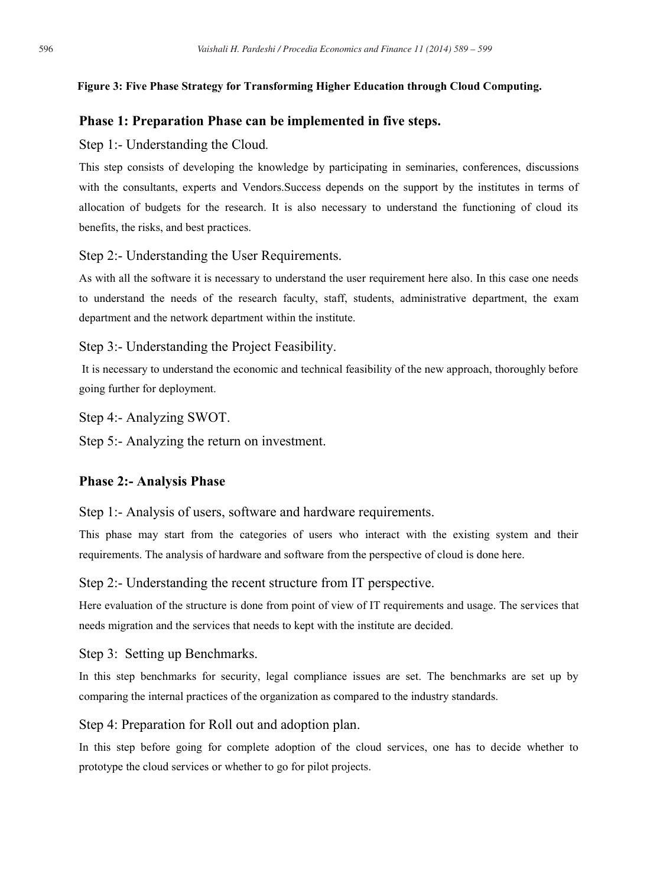**Figure 3: Five Phase Strategy for Transforming Higher Education through Cloud Computing.**

## Phase 1: Preparation Phase can be implemented in five steps.

### Step 1:- Understanding the Cloud.

This step consists of developing the knowledge by participating in seminaries, conferences, discussions with the consultants, experts and Vendors.Success depends on the support by the institutes in terms of allocation of budgets for the research. It is also necessary to understand the functioning of cloud its benefits, the risks, and best practices.

### Step 2:- Understanding the User Requirements.

As with all the software it is necessary to understand the user requirement here also. In this case one needs to understand the needs of the research faculty, staff, students, administrative department, the exam department and the network department within the institute.

### Step 3:- Understanding the Project Feasibility.

It is necessary to understand the economic and technical feasibility of the new approach, thoroughly before going further for deployment.

### Step 4:- Analyzing SWOT.

### Step 5:- Analyzing the return on investment.

## Phase 2:- Analysis Phase

### Step 1:- Analysis of users, software and hardware requirements.

This phase may start from the categories of users who interact with the existing system and their requirements. The analysis of hardware and software from the perspective of cloud is done here.

### Step 2:- Understanding the recent structure from IT perspective.

Here evaluation of the structure is done from point of view of IT requirements and usage. The services that needs migration and the services that needs to kept with the institute are decided.

### Step 3: Setting up Benchmarks.

In this step benchmarks for security, legal compliance issues are set. The benchmarks are set up by comparing the internal practices of the organization as compared to the industry standards.

### Step 4: Preparation for Roll out and adoption plan.

In this step before going for complete adoption of the cloud services, one has to decide whether to prototype the cloud services or whether to go for pilot projects.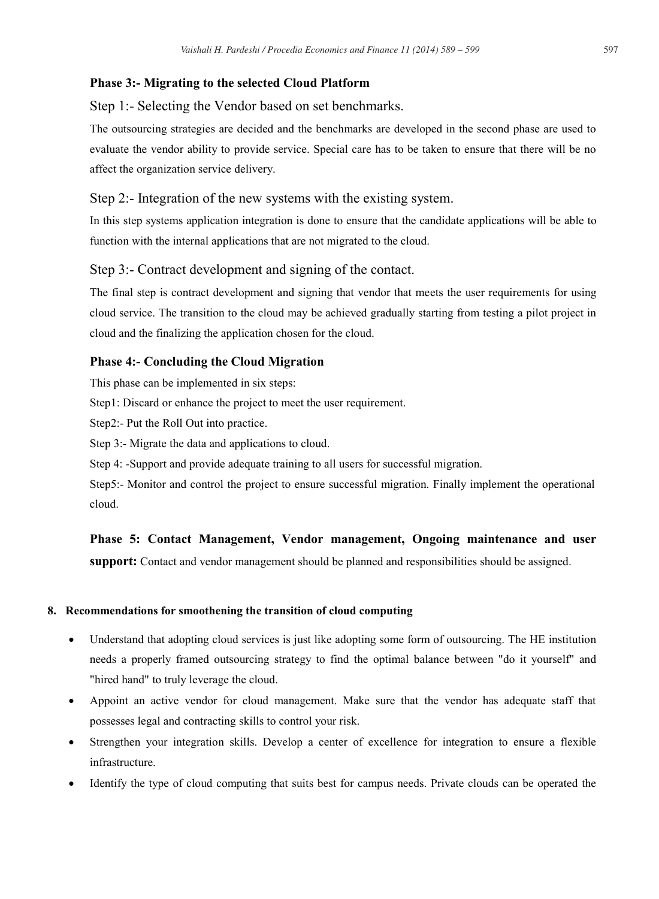### Phase 3:- Migrating to the selected Cloud Platform

Step 1:- Selecting the Vendor based on set benchmarks.

The outsourcing strategies are decided and the benchmarks are developed in the second phase are used to evaluate the vendor ability to provide service. Special care has to be taken to ensure that there will be no affect the organization service delivery.

Step 2:- Integration of the new systems with the existing system.

In this step systems application integration is done to ensure that the candidate applications will be able to function with the internal applications that are not migrated to the cloud.

Step 3:- Contract development and signing of the contact.

The final step is contract development and signing that vendor that meets the user requirements for using cloud service. The transition to the cloud may be achieved gradually starting from testing a pilot project in cloud and the finalizing the application chosen for the cloud.

### Phase 4:- Concluding the Cloud Migration

This phase can be implemented in six steps:

Step1: Discard or enhance the project to meet the user requirement.

Step2:- Put the Roll Out into practice.

Step 3:- Migrate the data and applications to cloud.

Step 4: -Support and provide adequate training to all users for successful migration.

Step5:- Monitor and control the project to ensure successful migration. Finally implement the operational cloud.

**Phase 5: Contact Management, Vendor management, Ongoing maintenance and user support:** Contact and vendor management should be planned and responsibilities should be assigned.

## 8. Recommendations for smoothening the transition of cloud computing

- Understand that adopting cloud services is just like adopting some form of outsourcing. The HE institution needs a properly framed outsourcing strategy to find the optimal balance between "do it yourself" and "hired hand" to truly leverage the cloud.
- Appoint an active vendor for cloud management. Make sure that the vendor has adequate staff that possesses legal and contracting skills to control your risk.
- Strengthen your integration skills. Develop a center of excellence for integration to ensure a flexible infrastructure.
- Identify the type of cloud computing that suits best for campus needs. Private clouds can be operated the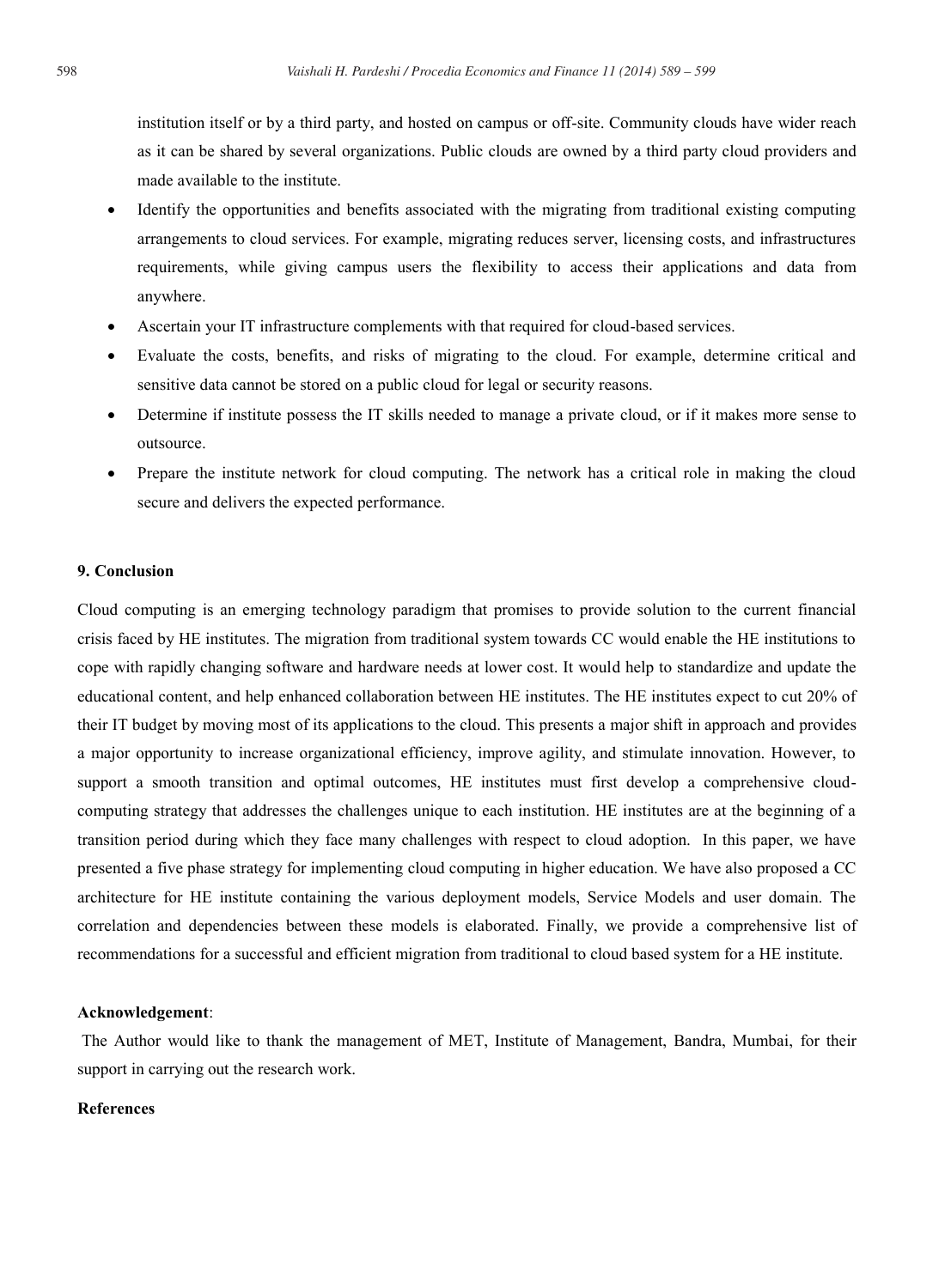institution itself or by a third party, and hosted on campus or off-site. Community clouds have wider reach as it can be shared by several organizations. Public clouds are owned by a third party cloud providers and made available to the institute.

- Identify the opportunities and benefits associated with the migrating from traditional existing computing arrangements to cloud services. For example, migrating reduces server, licensing costs, and infrastructures requirements, while giving campus users the flexibility to access their applications and data from anywhere.
- Ascertain your IT infrastructure complements with that required for cloud-based services.
- Evaluate the costs, benefits, and risks of migrating to the cloud. For example, determine critical and sensitive data cannot be stored on a public cloud for legal or security reasons.
- Determine if institute possess the IT skills needed to manage a private cloud, or if it makes more sense to outsource.
- Prepare the institute network for cloud computing. The network has a critical role in making the cloud secure and delivers the expected performance.

### 9. Conclusion

Cloud computing is an emerging technology paradigm that promises to provide solution to the current financial crisis faced by HE institutes. The migration from traditional system towards CC would enable the HE institutions to cope with rapidly changing software and hardware needs at lower cost. It would help to standardize and update the educational content, and help enhanced collaboration between HE institutes. The HE institutes expect to cut 20% of their IT budget by moving most of its applications to the cloud. This presents a major shift in approach and provides a major opportunity to increase organizational efficiency, improve agility, and stimulate innovation. However, to support a smooth transition and optimal outcomes, HE institutes must first develop a comprehensive cloud-computing strategy that addresses the challenges unique to each institution. HE institutes are at the beginning of a transition period during which they face many challenges with respect to cloud adoption. In this paper, we have presented a five phase strategy for implementing cloud computing in higher education. We have also proposed a CC architecture for HE institute containing the various deployment models, Service Models and user domain. The correlation and dependencies between these models is elaborated. Finally, we provide a comprehensive list of recommendations for a successful and efficient migration from traditional to cloud based system for a HE institute.

**Acknowledgement**:

The Author would like to thank the management of MET, Institute of Management, Bandra, Mumbai, for their support in carrying out the research work.

### References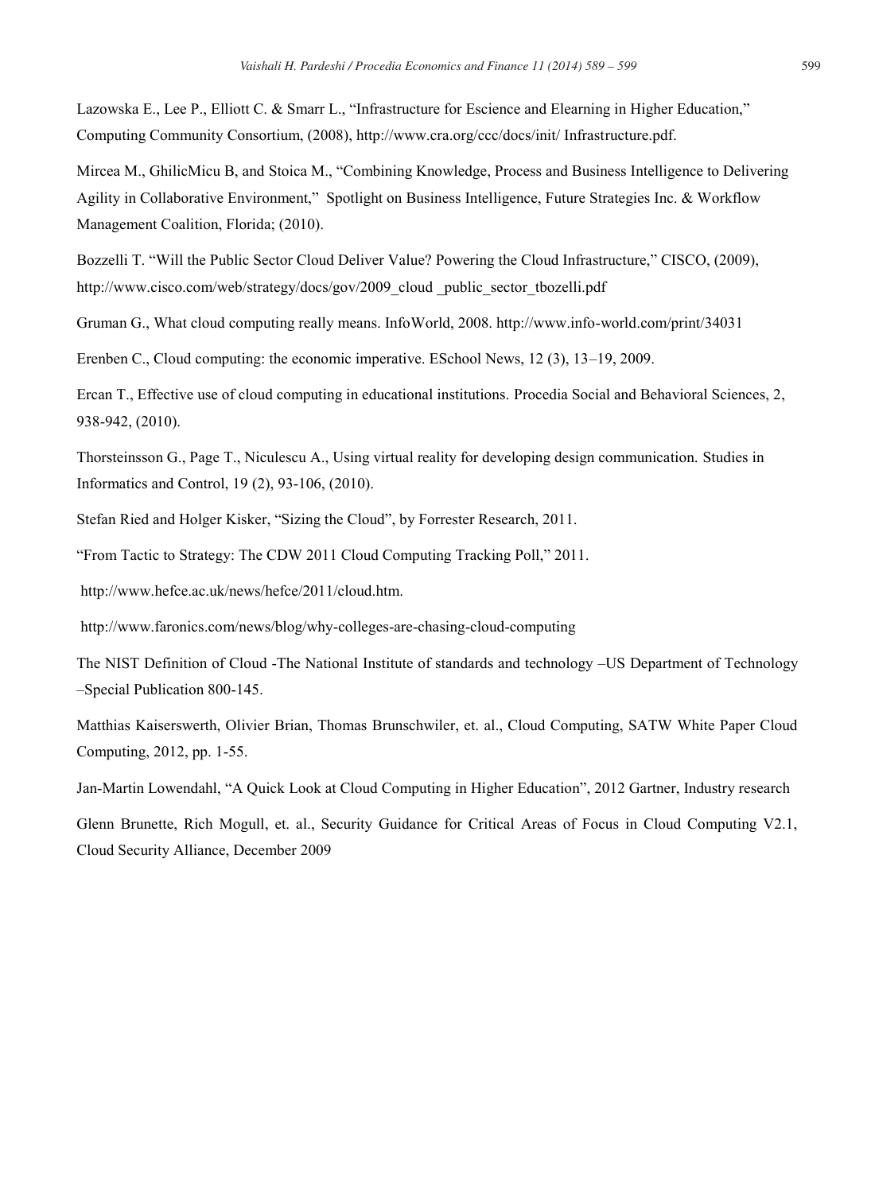Lazowska E., Lee P., Elliott C. & Smarr L., "Infrastructure for Escience and Elearning in Higher Education," Computing Community Consortium, (2008), http://www.cra.org/ccc/docs/init/ Infrastructure.pdf.

Mircea M., GhilicMicu B, and Stoica M., "Combining Knowledge, Process and Business Intelligence to Delivering Agility in Collaborative Environment," Spotlight on Business Intelligence, Future Strategies Inc. & Workflow Management Coalition, Florida; (2010).

Bozzelli T. "Will the Public Sector Cloud Deliver Value? Powering the Cloud Infrastructure," CISCO, (2009), http://www.cisco.com/web/strategy/docs/gov/2009_cloud _public_sector_tbozelli.pdf

Gruman G., What cloud computing really means. InfoWorld, 2008. http://www.info-world.com/print/34031

Erenben C., Cloud computing: the economic imperative. ESchool News, 12 (3), 13–19, 2009.

Ercan T., Effective use of cloud computing in educational institutions. Procedia Social and Behavioral Sciences, 2, 938-942, (2010).

Thorsteinsson G., Page T., Niculescu A., Using virtual reality for developing design communication. Studies in Informatics and Control, 19 (2), 93-106, (2010).

Stefan Ried and Holger Kisker, "Sizing the Cloud", by Forrester Research, 2011.

"From Tactic to Strategy: The CDW 2011 Cloud Computing Tracking Poll," 2011.

http://www.hefce.ac.uk/news/hefce/2011/cloud.htm.

http://www.faronics.com/news/blog/why-colleges-are-chasing-cloud-computing

The NIST Definition of Cloud -The National Institute of standards and technology –US Department of Technology –Special Publication 800-145.

Matthias Kaiserswerth, Olivier Brian, Thomas Brunschwiler, et. al., Cloud Computing, SATW White Paper Cloud Computing, 2012, pp. 1-55.

Jan-Martin Lowendahl, "A Quick Look at Cloud Computing in Higher Education", 2012 Gartner, Industry research

Glenn Brunette, Rich Mogull, et. al., Security Guidance for Critical Areas of Focus in Cloud Computing V2.1, Cloud Security Alliance, December 2009